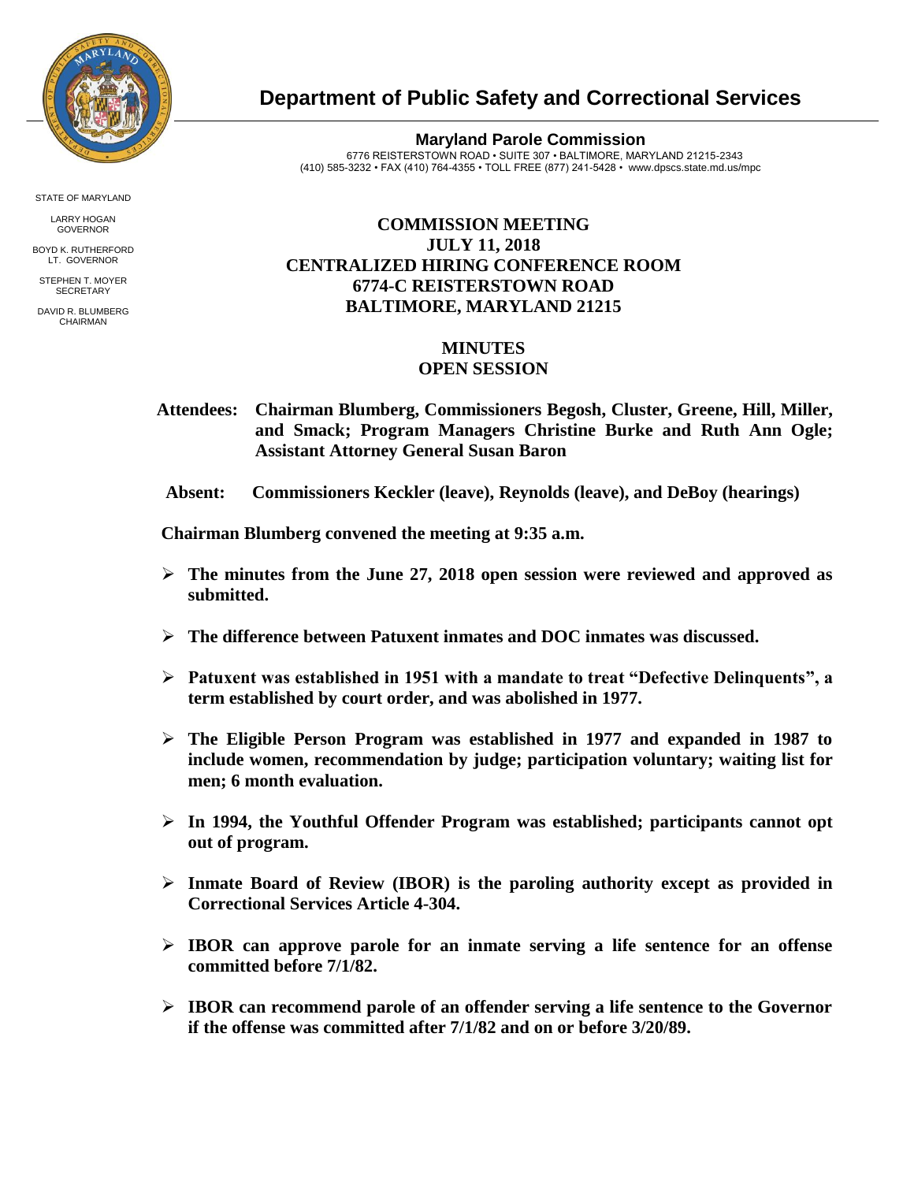# Department of Public Safety and Correctional Services

**Maryland Parole Commission**
6776 REISTERSTOWN ROAD • SUITE 307 • BALTIMORE, MARYLAND 21215-2343
(410) 585-3232 • FAX (410) 764-4355 • TOLL FREE (877) 241-5428 • www.dpscs.state.md.us/mpc

STATE OF MARYLAND

LARRY HOGAN
GOVERNOR

BOYD K. RUTHERFORD
LT. GOVERNOR

STEPHEN T. MOYER
SECRETARY

DAVID R. BLUMBERG
CHAIRMAN

## COMMISSION MEETING
## JULY 11, 2018
## CENTRALIZED HIRING CONFERENCE ROOM
## 6774-C REISTERSTOWN ROAD
## BALTIMORE, MARYLAND 21215

## MINUTES
## OPEN SESSION

**Attendees:** **Chairman Blumberg, Commissioners Begosh, Cluster, Greene, Hill, Miller, and Smack; Program Managers Christine Burke and Ruth Ann Ogle; Assistant Attorney General Susan Baron**

**Absent:** **Commissioners Keckler (leave), Reynolds (leave), and DeBoy (hearings)**

**Chairman Blumberg convened the meeting at 9:35 a.m.**

- **The minutes from the June 27, 2018 open session were reviewed and approved as submitted.**
- **The difference between Patuxent inmates and DOC inmates was discussed.**
- **Patuxent was established in 1951 with a mandate to treat "Defective Delinquents", a term established by court order, and was abolished in 1977.**
- **The Eligible Person Program was established in 1977 and expanded in 1987 to include women, recommendation by judge; participation voluntary; waiting list for men; 6 month evaluation.**
- **In 1994, the Youthful Offender Program was established; participants cannot opt out of program.**
- **Inmate Board of Review (IBOR) is the paroling authority except as provided in Correctional Services Article 4-304.**
- **IBOR can approve parole for an inmate serving a life sentence for an offense committed before 7/1/82.**
- **IBOR can recommend parole of an offender serving a life sentence to the Governor if the offense was committed after 7/1/82 and on or before 3/20/89.**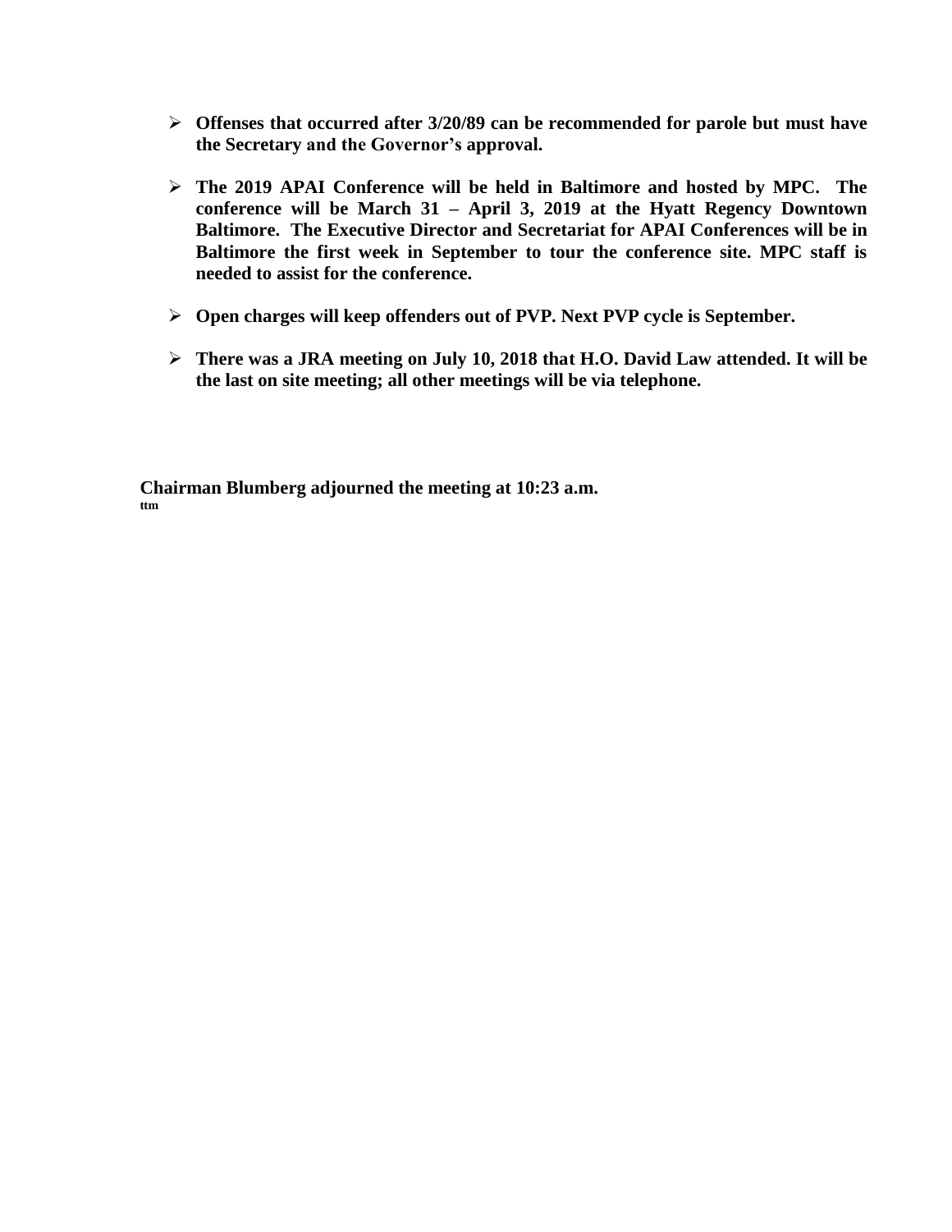- **Offenses that occurred after 3/20/89 can be recommended for parole but must have the Secretary and the Governor's approval.**

- **The 2019 APAI Conference will be held in Baltimore and hosted by MPC. The conference will be March 31 – April 3, 2019 at the Hyatt Regency Downtown Baltimore. The Executive Director and Secretariat for APAI Conferences will be in Baltimore the first week in September to tour the conference site. MPC staff is needed to assist for the conference.**

- **Open charges will keep offenders out of PVP. Next PVP cycle is September.**

- **There was a JRA meeting on July 10, 2018 that H.O. David Law attended. It will be the last on site meeting; all other meetings will be via telephone.**

**Chairman Blumberg adjourned the meeting at 10:23 a.m.**
**ttm**